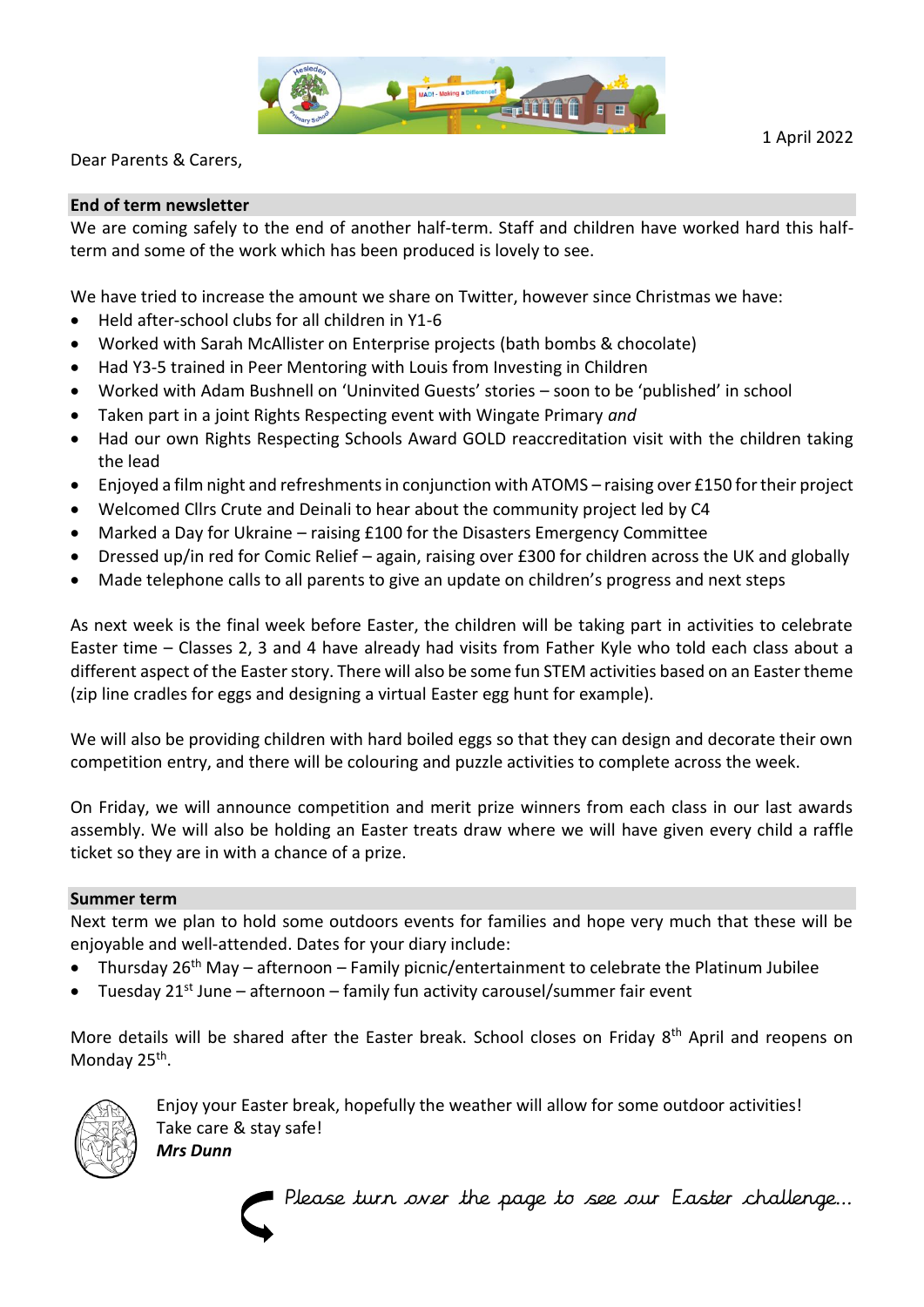1 April 2022

Dear Parents & Carers,

## End of term newsletter

We are coming safely to the end of another half-term. Staff and children have worked hard this half-term and some of the work which has been produced is lovely to see.

We have tried to increase the amount we share on Twitter, however since Christmas we have:

- Held after-school clubs for all children in Y1-6
- Worked with Sarah McAllister on Enterprise projects (bath bombs & chocolate)
- Had Y3-5 trained in Peer Mentoring with Louis from Investing in Children
- Worked with Adam Bushnell on 'Uninvited Guests' stories – soon to be 'published' in school
- Taken part in a joint Rights Respecting event with Wingate Primary *and*
- Had our own Rights Respecting Schools Award GOLD reaccreditation visit with the children taking the lead
- Enjoyed a film night and refreshments in conjunction with ATOMS – raising over £150 for their project
- Welcomed Cllrs Crute and Deinali to hear about the community project led by C4
- Marked a Day for Ukraine – raising £100 for the Disasters Emergency Committee
- Dressed up/in red for Comic Relief – again, raising over £300 for children across the UK and globally
- Made telephone calls to all parents to give an update on children's progress and next steps

As next week is the final week before Easter, the children will be taking part in activities to celebrate Easter time – Classes 2, 3 and 4 have already had visits from Father Kyle who told each class about a different aspect of the Easter story. There will also be some fun STEM activities based on an Easter theme (zip line cradles for eggs and designing a virtual Easter egg hunt for example).

We will also be providing children with hard boiled eggs so that they can design and decorate their own competition entry, and there will be colouring and puzzle activities to complete across the week.

On Friday, we will announce competition and merit prize winners from each class in our last awards assembly. We will also be holding an Easter treats draw where we will have given every child a raffle ticket so they are in with a chance of a prize.

## Summer term

Next term we plan to hold some outdoors events for families and hope very much that these will be enjoyable and well-attended. Dates for your diary include:

- Thursday 26th May – afternoon – Family picnic/entertainment to celebrate the Platinum Jubilee
- Tuesday 21st June – afternoon – family fun activity carousel/summer fair event

More details will be shared after the Easter break. School closes on Friday 8th April and reopens on Monday 25th.

Enjoy your Easter break, hopefully the weather will allow for some outdoor activities!
Take care & stay safe!
***Mrs Dunn***

*Please turn over the page to see our Easter challenge...*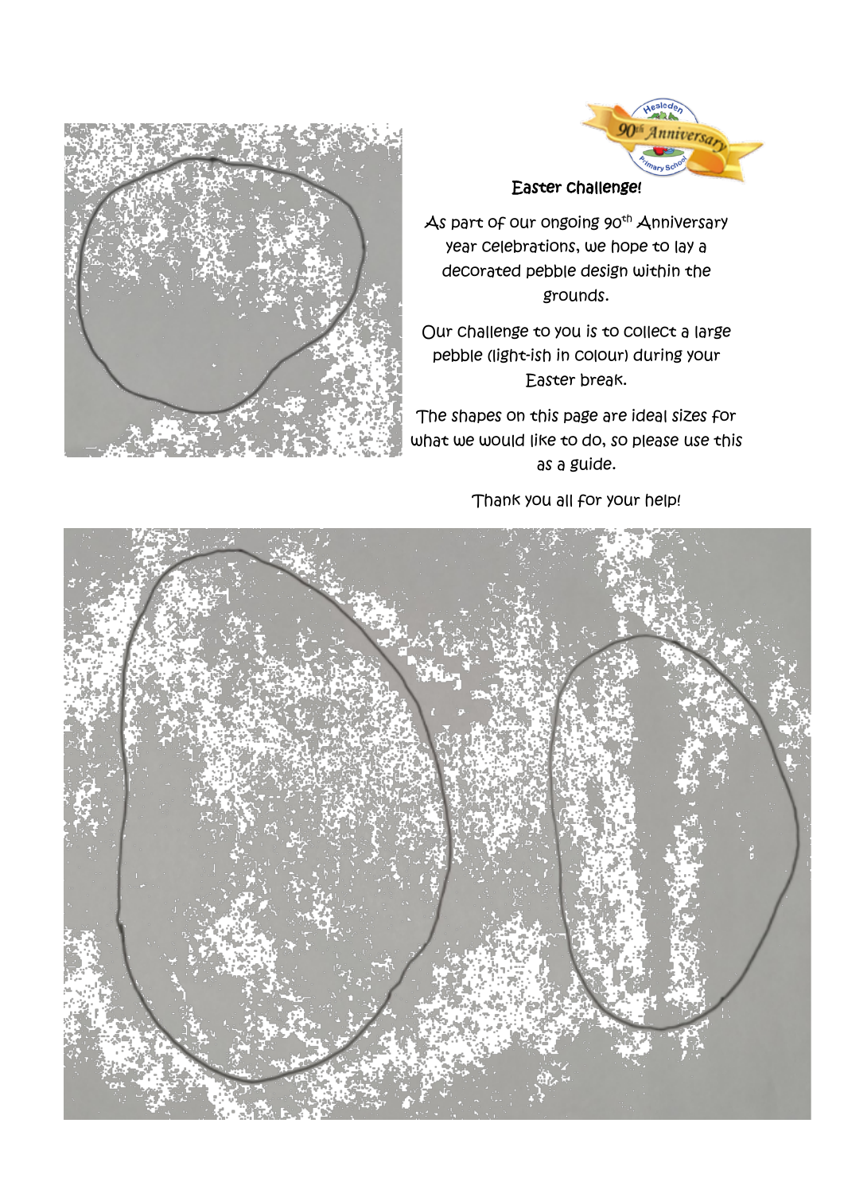## Easter challenge!

As part of our ongoing 90th Anniversary year celebrations, we hope to lay a decorated pebble design within the grounds.

Our challenge to you is to collect a large pebble (light-ish in colour) during your Easter break.

The shapes on this page are ideal sizes for what we would like to do, so please use this as a guide.

Thank you all for your help!